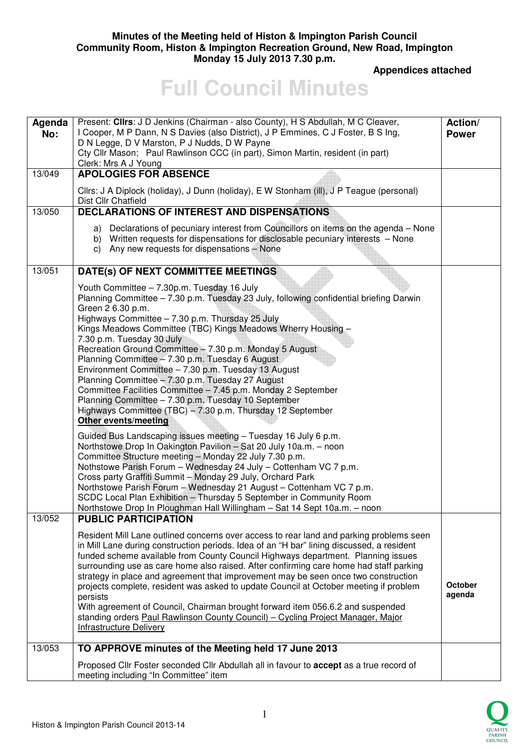**Minutes of the Meeting held of Histon & Impington Parish Council**
**Community Room, Histon & Impington Recreation Ground, New Road, Impington**
**Monday 15 July 2013 7.30 p.m.**

**Appendices attached**

# Full Council Minutes

| Agenda No: | Present: **Cllrs**: J D Jenkins (Chairman - also County), H S Abdullah, M C Cleaver, I Cooper, M P Dann, N S Davies (also District), J P Emmines, C J Foster, B S Ing, D N Legge, D V Marston, P J Nudds, D W Payne<br>Cty Cllr Mason; Paul Rawlinson CCC (in part), Simon Martin, resident (in part)<br>Clerk: Mrs A J Young | **Action/ Power** |
|---|---|---|
| 13/049 | **APOLOGIES FOR ABSENCE**<br><br>Cllrs: J A Diplock (holiday), J Dunn (holiday), E W Stonham (ill), J P Teague (personal)<br>Dist Cllr Chatfield | |
| 13/050 | **DECLARATIONS OF INTEREST AND DISPENSATIONS**<br><br>a) Declarations of pecuniary interest from Councillors on items on the agenda – None<br>b) Written requests for dispensations for disclosable pecuniary interests – None<br>c) Any new requests for dispensations – None | |
| 13/051 | **DATE(s) OF NEXT COMMITTEE MEETINGS**<br><br>Youth Committee – 7.30p.m. Tuesday 16 July<br>Planning Committee – 7.30 p.m. Tuesday 23 July, following confidential briefing Darwin Green 2 6.30 p.m.<br>Highways Committee – 7.30 p.m. Thursday 25 July<br>Kings Meadows Committee (TBC) Kings Meadows Wherry Housing – 7.30 p.m. Tuesday 30 July<br>Recreation Ground Committee – 7.30 p.m. Monday 5 August<br>Planning Committee – 7.30 p.m. Tuesday 6 August<br>Environment Committee – 7.30 p.m. Tuesday 13 August<br>Planning Committee – 7.30 p.m. Tuesday 27 August<br>Committee Facilities Committee – 7.45 p.m. Monday 2 September<br>Planning Committee – 7.30 p.m. Tuesday 10 September<br>Highways Committee (TBC) – 7.30 p.m. Thursday 12 September<br>**Other events/meeting**<br><br>Guided Bus Landscaping issues meeting – Tuesday 16 July 6 p.m.<br>Northstowe Drop In Oakington Pavilion – Sat 20 July 10a.m. – noon<br>Committee Structure meeting – Monday 22 July 7.30 p.m.<br>Nothstowe Parish Forum – Wednesday 24 July – Cottenham VC 7 p.m.<br>Cross party Graffiti Summit – Monday 29 July, Orchard Park<br>Northstowe Parish Forum – Wednesday 21 August – Cottenham VC 7 p.m.<br>SCDC Local Plan Exhibition – Thursday 5 September in Community Room<br>Northstowe Drop In Ploughman Hall Willingham – Sat 14 Sept 10a.m. – noon | |
| 13/052 | **PUBLIC PARTICIPATION**<br><br>Resident Mill Lane outlined concerns over access to rear land and parking problems seen in Mill Lane during construction periods. Idea of an "H bar" lining discussed, a resident funded scheme available from County Council Highways department. Planning issues surrounding use as care home also raised. After confirming care home had staff parking strategy in place and agreement that improvement may be seen once two construction projects complete, resident was asked to update Council at October meeting if problem persists<br>With agreement of Council, Chairman brought forward item 056.6.2 and suspended standing orders Paul Rawlinson County Council) – Cycling Project Manager, Major Infrastructure Delivery | **October agenda** |
| 13/053 | **TO APPROVE minutes of the Meeting held 17 June 2013**<br><br>Proposed Cllr Foster seconded Cllr Abdullah all in favour to **accept** as a true record of meeting including "In Committee" item | |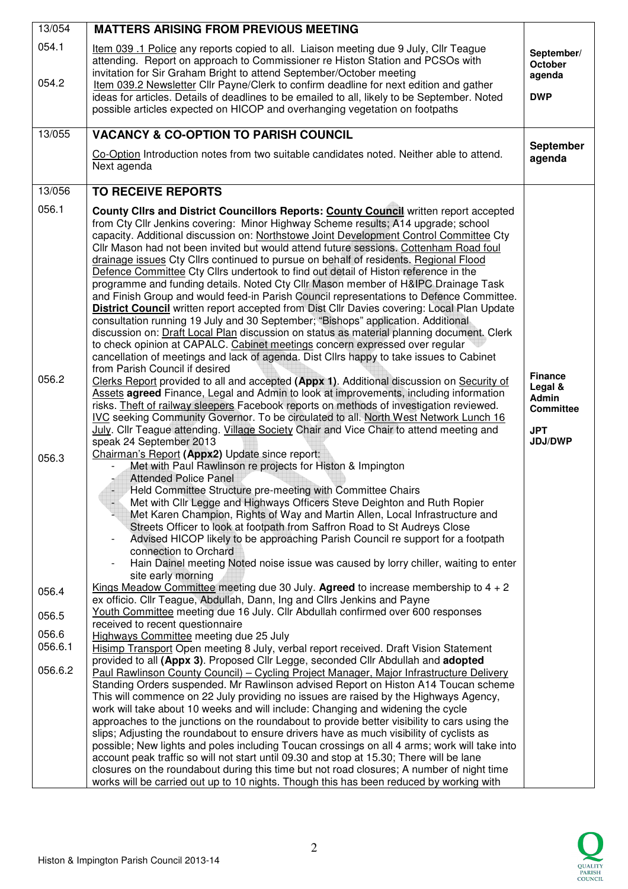| | | |
|---|---|---|
| 13/054 | **MATTERS ARISING FROM PREVIOUS MEETING** | |
| 054.1<br><br>054.2 | Item 039 .1 Police any reports copied to all. Liaison meeting due 9 July, Cllr Teague attending. Report on approach to Commissioner re Histon Station and PCSOs with invitation for Sir Graham Bright to attend September/October meeting<br>Item 039.2 Newsletter Cllr Payne/Clerk to confirm deadline for next edition and gather ideas for articles. Details of deadlines to be emailed to all, likely to be September. Noted possible articles expected on HICOP and overhanging vegetation on footpaths | **September/ October agenda**<br><br>**DWP** |
| 13/055 | **VACANCY & CO-OPTION TO PARISH COUNCIL**<br><br>Co-Option Introduction notes from two suitable candidates noted. Neither able to attend. Next agenda | **September agenda** |
| 13/056 | **TO RECEIVE REPORTS** | |
| 056.1 | **County Cllrs and District Councillors Reports: County Council** written report accepted from Cty Cllr Jenkins covering: Minor Highway Scheme results; A14 upgrade; school capacity. Additional discussion on: Northstowe Joint Development Control Committee Cty Cllr Mason had not been invited but would attend future sessions. Cottenham Road foul drainage issues Cty Cllrs continued to pursue on behalf of residents. Regional Flood Defence Committee Cty Cllrs undertook to find out detail of Histon reference in the programme and funding details. Noted Cty Cllr Mason member of H&IPC Drainage Task and Finish Group and would feed-in Parish Council representations to Defence Committee. **District Council** written report accepted from Dist Cllr Davies covering: Local Plan Update consultation running 19 July and 30 September; "Bishops" application. Additional discussion on: Draft Local Plan discussion on status as material planning document. Clerk to check opinion at CAPALC. Cabinet meetings concern expressed over regular cancellation of meetings and lack of agenda. Dist Cllrs happy to take issues to Cabinet from Parish Council if desired | |
| 056.2 | Clerks Report provided to all and accepted **(Appx 1)**. Additional discussion on Security of Assets **agreed** Finance, Legal and Admin to look at improvements, including information risks. Theft of railway sleepers Facebook reports on methods of investigation reviewed. IVC seeking Community Governor. To be circulated to all. North West Network Lunch 16 July. Cllr Teague attending. Village Society Chair and Vice Chair to attend meeting and speak 24 September 2013 | **Finance Legal & Admin Committee**<br><br>**JPT**<br>**JDJ/DWP** |
| 056.3 | Chairman's Report **(Appx2)** Update since report:<br>- Met with Paul Rawlinson re projects for Histon & Impington<br>- Attended Police Panel<br>- Held Committee Structure pre-meeting with Committee Chairs<br>- Met with Cllr Legge and Highways Officers Steve Deighton and Ruth Ropier<br>- Met Karen Champion, Rights of Way and Martin Allen, Local Infrastructure and Streets Officer to look at footpath from Saffron Road to St Audreys Close<br>- Advised HICOP likely to be approaching Parish Council re support for a footpath connection to Orchard<br>- Hain Dainel meeting Noted noise issue was caused by lorry chiller, waiting to enter site early morning | |
| 056.4 | Kings Meadow Committee meeting due 30 July. **Agreed** to increase membership to 4 + 2 ex officio. Cllr Teague, Abdullah, Dann, Ing and Cllrs Jenkins and Payne | |
| 056.5 | Youth Committee meeting due 16 July. Cllr Abdullah confirmed over 600 responses received to recent questionnaire | |
| 056.6<br>056.6.1 | Highways Committee meeting due 25 July<br>Hisimp Transport Open meeting 8 July, verbal report received. Draft Vision Statement provided to all **(Appx 3)**. Proposed Cllr Legge, seconded Cllr Abdullah and **adopted** | |
| 056.6.2 | Paul Rawlinson County Council) – Cycling Project Manager, Major Infrastructure Delivery Standing Orders suspended. Mr Rawlinson advised Report on Histon A14 Toucan scheme This will commence on 22 July providing no issues are raised by the Highways Agency, work will take about 10 weeks and will include: Changing and widening the cycle approaches to the junctions on the roundabout to provide better visibility to cars using the slips; Adjusting the roundabout to ensure drivers have as much visibility of cyclists as possible; New lights and poles including Toucan crossings on all 4 arms; work will take into account peak traffic so will not start until 09.30 and stop at 15.30; There will be lane closures on the roundabout during this time but not road closures; A number of night time works will be carried out up to 10 nights. Though this has been reduced by working with | |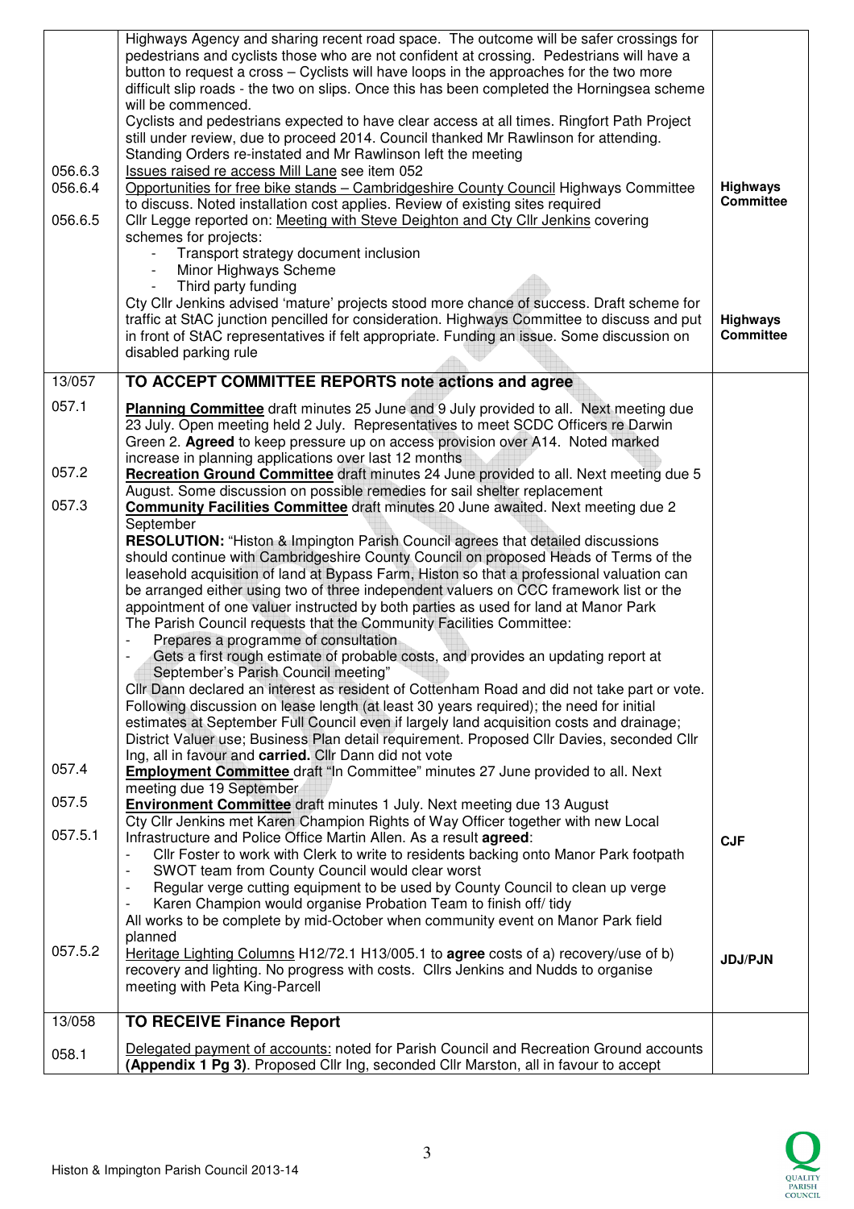| | | |
|---|---|---|
| | Highways Agency and sharing recent road space. The outcome will be safer crossings for pedestrians and cyclists those who are not confident at crossing. Pedestrians will have a button to request a cross – Cyclists will have loops in the approaches for the two more difficult slip roads - the two on slips. Once this has been completed the Horningsea scheme will be commenced.<br>Cyclists and pedestrians expected to have clear access at all times. Ringfort Path Project still under review, due to proceed 2014. Council thanked Mr Rawlinson for attending.<br>Standing Orders re-instated and Mr Rawlinson left the meeting | |
| 056.6.3 | Issues raised re access Mill Lane see item 052 | |
| 056.6.4 | Opportunities for free bike stands – Cambridgeshire County Council Highways Committee to discuss. Noted installation cost applies. Review of existing sites required | **Highways Committee** |
| 056.6.5 | Cllr Legge reported on: Meeting with Steve Deighton and Cty Cllr Jenkins covering schemes for projects:<br>- Transport strategy document inclusion<br>- Minor Highways Scheme<br>- Third party funding<br>Cty Cllr Jenkins advised 'mature' projects stood more chance of success. Draft scheme for traffic at StAC junction pencilled for consideration. Highways Committee to discuss and put in front of StAC representatives if felt appropriate. Funding an issue. Some discussion on disabled parking rule | **Highways Committee** |
| 13/057 | **TO ACCEPT COMMITTEE REPORTS note actions and agree** | |
| 057.1 | **Planning Committee** draft minutes 25 June and 9 July provided to all. Next meeting due 23 July. Open meeting held 2 July. Representatives to meet SCDC Officers re Darwin Green 2. **Agreed** to keep pressure up on access provision over A14. Noted marked increase in planning applications over last 12 months | |
| 057.2 | **Recreation Ground Committee** draft minutes 24 June provided to all. Next meeting due 5 August. Some discussion on possible remedies for sail shelter replacement | |
| 057.3 | **Community Facilities Committee** draft minutes 20 June awaited. Next meeting due 2 September<br>**RESOLUTION:** "Histon & Impington Parish Council agrees that detailed discussions should continue with Cambridgeshire County Council on proposed Heads of Terms of the leasehold acquisition of land at Bypass Farm, Histon so that a professional valuation can be arranged either using two of three independent valuers on CCC framework list or the appointment of one valuer instructed by both parties as used for land at Manor Park<br>The Parish Council requests that the Community Facilities Committee:<br>- Prepares a programme of consultation<br>- Gets a first rough estimate of probable costs, and provides an updating report at September's Parish Council meeting"<br>Cllr Dann declared an interest as resident of Cottenham Road and did not take part or vote. Following discussion on lease length (at least 30 years required); the need for initial estimates at September Full Council even if largely land acquisition costs and drainage; District Valuer use; Business Plan detail requirement. Proposed Cllr Davies, seconded Cllr Ing, all in favour and **carried.** Cllr Dann did not vote | |
| 057.4 | **Employment Committee** draft "In Committee" minutes 27 June provided to all. Next meeting due 19 September | |
| 057.5 | **Environment Committee** draft minutes 1 July. Next meeting due 13 August | |
| 057.5.1 | Cty Cllr Jenkins met Karen Champion Rights of Way Officer together with new Local Infrastructure and Police Office Martin Allen. As a result **agreed**:<br>- Cllr Foster to work with Clerk to write to residents backing onto Manor Park footpath<br>- SWOT team from County Council would clear worst<br>- Regular verge cutting equipment to be used by County Council to clean up verge<br>- Karen Champion would organise Probation Team to finish off/ tidy<br>All works to be complete by mid-October when community event on Manor Park field planned | **CJF** |
| 057.5.2 | Heritage Lighting Columns H12/72.1 H13/005.1 to **agree** costs of a) recovery/use of b) recovery and lighting. No progress with costs. Cllrs Jenkins and Nudds to organise meeting with Peta King-Parcell | **JDJ/PJN** |
| 13/058 | **TO RECEIVE Finance Report** | |
| 058.1 | Delegated payment of accounts: noted for Parish Council and Recreation Ground accounts **(Appendix 1 Pg 3)**. Proposed Cllr Ing, seconded Cllr Marston, all in favour to accept | |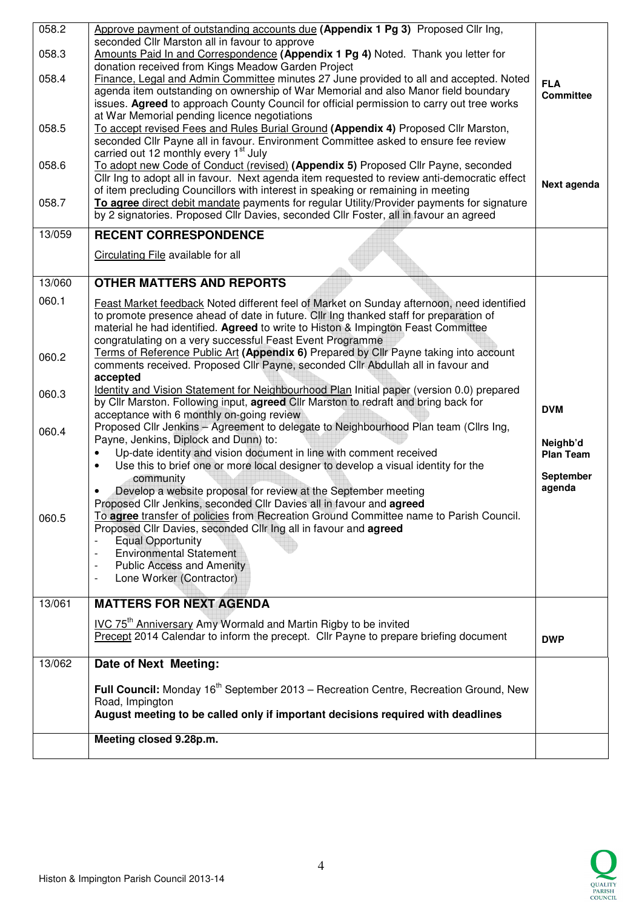| | | |
|---|---|---|
| 058.2 | Approve payment of outstanding accounts due **(Appendix 1 Pg 3)** Proposed Cllr Ing, seconded Cllr Marston all in favour to approve | |
| 058.3 | Amounts Paid In and Correspondence **(Appendix 1 Pg 4)** Noted. Thank you letter for donation received from Kings Meadow Garden Project | |
| 058.4 | Finance, Legal and Admin Committee minutes 27 June provided to all and accepted. Noted agenda item outstanding on ownership of War Memorial and also Manor field boundary issues. **Agreed** to approach County Council for official permission to carry out tree works at War Memorial pending licence negotiations | **FLA Committee** |
| 058.5 | To accept revised Fees and Rules Burial Ground **(Appendix 4)** Proposed Cllr Marston, seconded Cllr Payne all in favour. Environment Committee asked to ensure fee review carried out 12 monthly every 1st July | |
| 058.6 | To adopt new Code of Conduct (revised) **(Appendix 5)** Proposed Cllr Payne, seconded Cllr Ing to adopt all in favour. Next agenda item requested to review anti-democratic effect of item precluding Councillors with interest in speaking or remaining in meeting | **Next agenda** |
| 058.7 | **To agree** direct debit mandate payments for regular Utility/Provider payments for signature by 2 signatories. Proposed Cllr Davies, seconded Cllr Foster, all in favour an agreed | |
| 13/059 | **RECENT CORRESPONDENCE**<br><br>Circulating File available for all | |
| 13/060 | **OTHER MATTERS AND REPORTS** | |
| 060.1 | Feast Market feedback Noted different feel of Market on Sunday afternoon, need identified to promote presence ahead of date in future. Cllr Ing thanked staff for preparation of material he had identified. **Agreed** to write to Histon & Impington Feast Committee congratulating on a very successful Feast Event Programme | |
| 060.2 | Terms of Reference Public Art **(Appendix 6)** Prepared by Cllr Payne taking into account comments received. Proposed Cllr Payne, seconded Cllr Abdullah all in favour and **accepted** | |
| 060.3 | Identity and Vision Statement for Neighbourhood Plan Initial paper (version 0.0) prepared by Cllr Marston. Following input, **agreed** Cllr Marston to redraft and bring back for acceptance with 6 monthly on-going review | **DVM** |
| 060.4 | Proposed Cllr Jenkins – Agreement to delegate to Neighbourhood Plan team (Cllrs Ing, Payne, Jenkins, Diplock and Dunn) to:<br>• Up-date identity and vision document in line with comment received<br>• Use this to brief one or more local designer to develop a visual identity for the community<br>• Develop a website proposal for review at the September meeting<br>Proposed Cllr Jenkins, seconded Cllr Davies all in favour and **agreed** | **Neighb'd Plan Team**<br><br>**September agenda** |
| 060.5 | To **agree** transfer of policies from Recreation Ground Committee name to Parish Council. Proposed Cllr Davies, seconded Cllr Ing all in favour and **agreed**<br>- Equal Opportunity<br>- Environmental Statement<br>- Public Access and Amenity<br>- Lone Worker (Contractor) | |
| 13/061 | **MATTERS FOR NEXT AGENDA**<br><br>IVC 75th Anniversary Amy Wormald and Martin Rigby to be invited<br>Precept 2014 Calendar to inform the precept. Cllr Payne to prepare briefing document | **DWP** |
| 13/062 | **Date of Next Meeting:**<br><br>**Full Council:** Monday 16th September 2013 – Recreation Centre, Recreation Ground, New Road, Impington<br>**August meeting to be called only if important decisions required with deadlines** | |
| | **Meeting closed 9.28p.m.** | |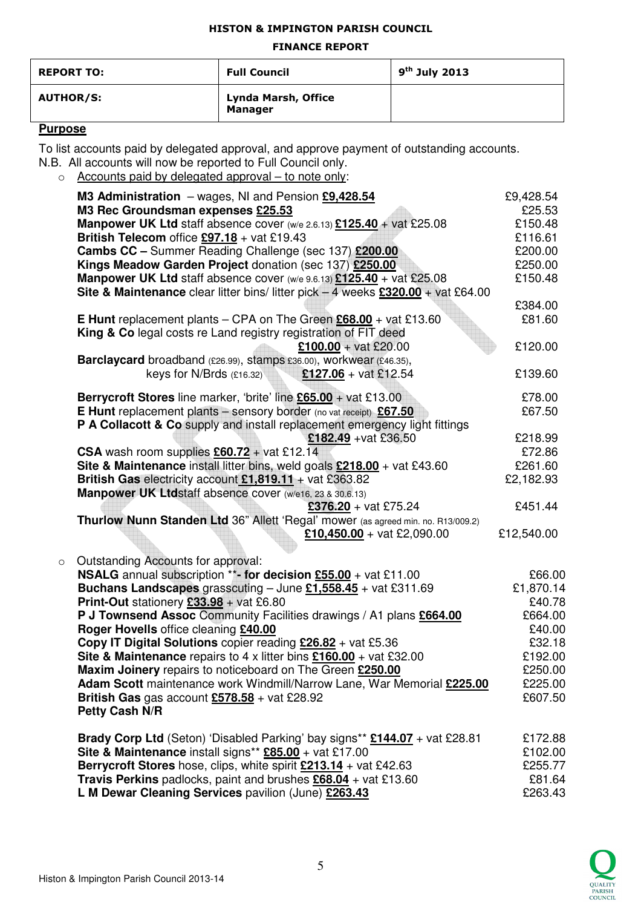HISTON & IMPINGTON PARISH COUNCIL

FINANCE REPORT

| REPORT TO: | Full Council | 9th July 2013 |
|---|---|---|
| AUTHOR/S: | Lynda Marsh, Office Manager | |

**Purpose**

To list accounts paid by delegated approval, and approve payment of outstanding accounts.
N.B. All accounts will now be reported to Full Council only.

- Accounts paid by delegated approval – to note only:

| Item | Amount |
|---|---|
| **M3 Administration** – wages, NI and Pension **£9,428.54** | £9,428.54 |
| **M3 Rec Groundsman expenses £25.53** | £25.53 |
| **Manpower UK Ltd** staff absence cover (w/e 2.6.13) **£125.40** + vat £25.08 | £150.48 |
| **British Telecom** office **£97.18** + vat £19.43 | £116.61 |
| **Cambs CC –** Summer Reading Challenge (sec 137) **£200.00** | £200.00 |
| **Kings Meadow Garden Project** donation (sec 137) **£250.00** | £250.00 |
| **Manpower UK Ltd** staff absence cover (w/e 9.6.13) **£125.40** + vat £25.08 | £150.48 |
| **Site & Maintenance** clear litter bins/ litter pick – 4 weeks **£320.00** + vat £64.00 | £384.00 |
| **E Hunt** replacement plants – CPA on The Green **£68.00** + vat £13.60 | £81.60 |
| **King & Co** legal costs re Land registry registration of FIT deed **£100.00** + vat £20.00 | £120.00 |
| **Barclaycard** broadband (£26.99), stamps £36.00), workwear (£46.35), keys for N/Brds (£16.32) **£127.06** + vat £12.54 | £139.60 |
| **Berrycroft Stores** line marker, 'brite' line **£65.00** + vat £13.00 | £78.00 |
| **E Hunt** replacement plants – sensory border (no vat receipt) **£67.50** | £67.50 |
| **P A Collacott & Co** supply and install replacement emergency light fittings **£182.49** +vat £36.50 | £218.99 |
| **CSA** wash room supplies **£60.72** + vat £12.14 | £72.86 |
| **Site & Maintenance** install litter bins, weld goals **£218.00** + vat £43.60 | £261.60 |
| **British Gas** electricity account **£1,819.11** + vat £363.82 | £2,182.93 |
| **Manpower UK Ltd**staff absence cover (w/e16, 23 & 30.6.13) **£376.20** + vat £75.24 | £451.44 |
| **Thurlow Nunn Standen Ltd** 36" Allett 'Regal' mower (as agreed min. no. R13/009.2) **£10,450.00** + vat £2,090.00 | £12,540.00 |

- Outstanding Accounts for approval:

| Item | Amount |
|---|---|
| **NSALG** annual subscription **\*\*- for decision £55.00** + vat £11.00 | £66.00 |
| **Buchans Landscapes** grasscuting – June **£1,558.45** + vat £311.69 | £1,870.14 |
| **Print-Out** stationery **£33.98** + vat £6.80 | £40.78 |
| **P J Townsend Assoc** Community Facilities drawings / A1 plans **£664.00** | £664.00 |
| **Roger Hovells** office cleaning **£40.00** | £40.00 |
| **Copy IT Digital Solutions** copier reading **£26.82** + vat £5.36 | £32.18 |
| **Site & Maintenance** repairs to 4 x litter bins **£160.00** + vat £32.00 | £192.00 |
| **Maxim Joinery** repairs to noticeboard on The Green **£250.00** | £250.00 |
| **Adam Scott** maintenance work Windmill/Narrow Lane, War Memorial **£225.00** | £225.00 |
| **British Gas** gas account **£578.58** + vat £28.92 | £607.50 |
| **Petty Cash N/R** | |
| **Brady Corp Ltd** (Seton) 'Disabled Parking' bay signs** **£144.07** + vat £28.81 | £172.88 |
| **Site & Maintenance** install signs** **£85.00** + vat £17.00 | £102.00 |
| **Berrycroft Stores** hose, clips, white spirit **£213.14** + vat £42.63 | £255.77 |
| **Travis Perkins** padlocks, paint and brushes **£68.04** + vat £13.60 | £81.64 |
| **L M Dewar Cleaning Services** pavilion (June) **£263.43** | £263.43 |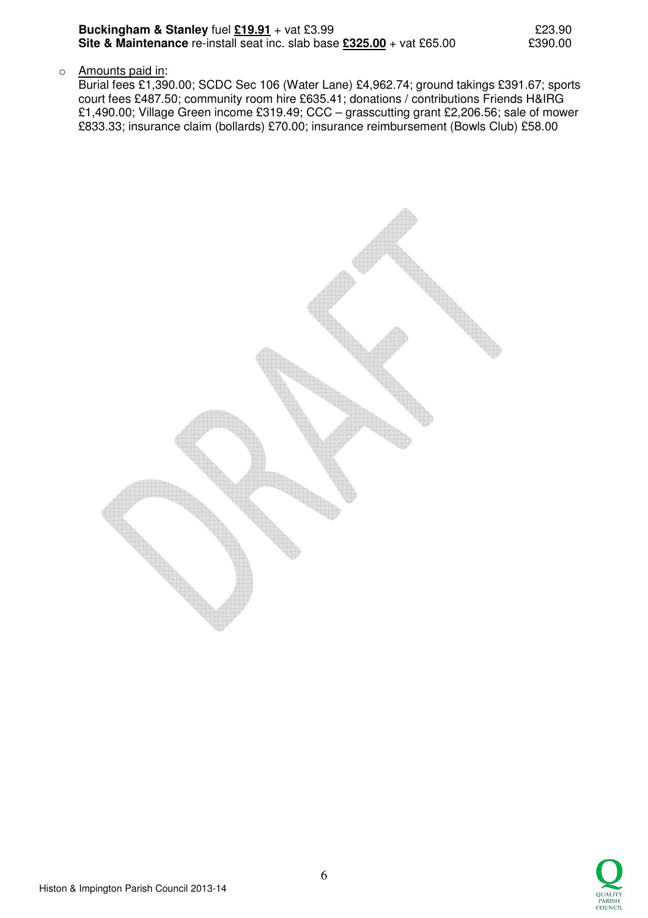**Buckingham & Stanley** fuel **£19.91** + vat £3.99 £23.90
**Site & Maintenance** re-install seat inc. slab base **£325.00** + vat £65.00 £390.00

- Amounts paid in:
  Burial fees £1,390.00; SCDC Sec 106 (Water Lane) £4,962.74; ground takings £391.67; sports court fees £487.50; community room hire £635.41; donations / contributions Friends H&IRG £1,490.00; Village Green income £319.49; CCC – grasscutting grant £2,206.56; sale of mower £833.33; insurance claim (bollards) £70.00; insurance reimbursement (Bowls Club) £58.00